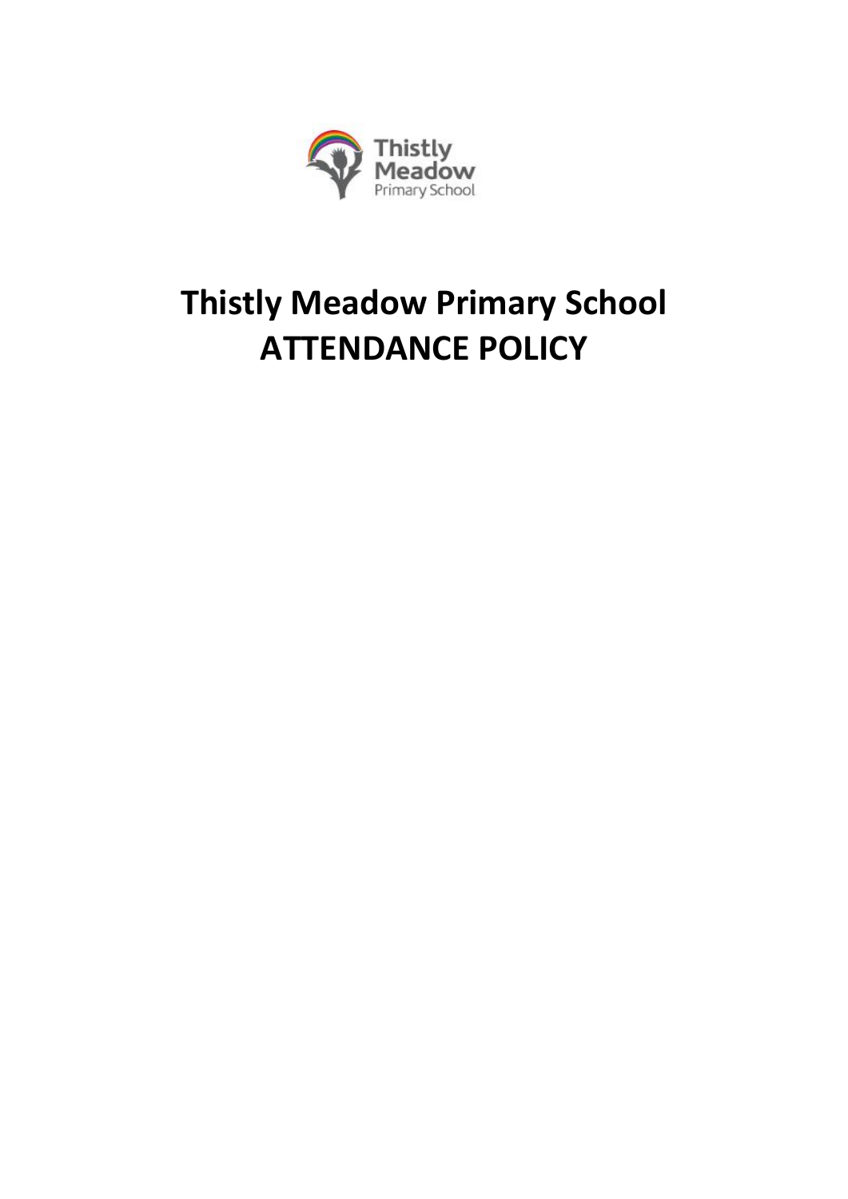# Thistly Meadow Primary School
# ATTENDANCE POLICY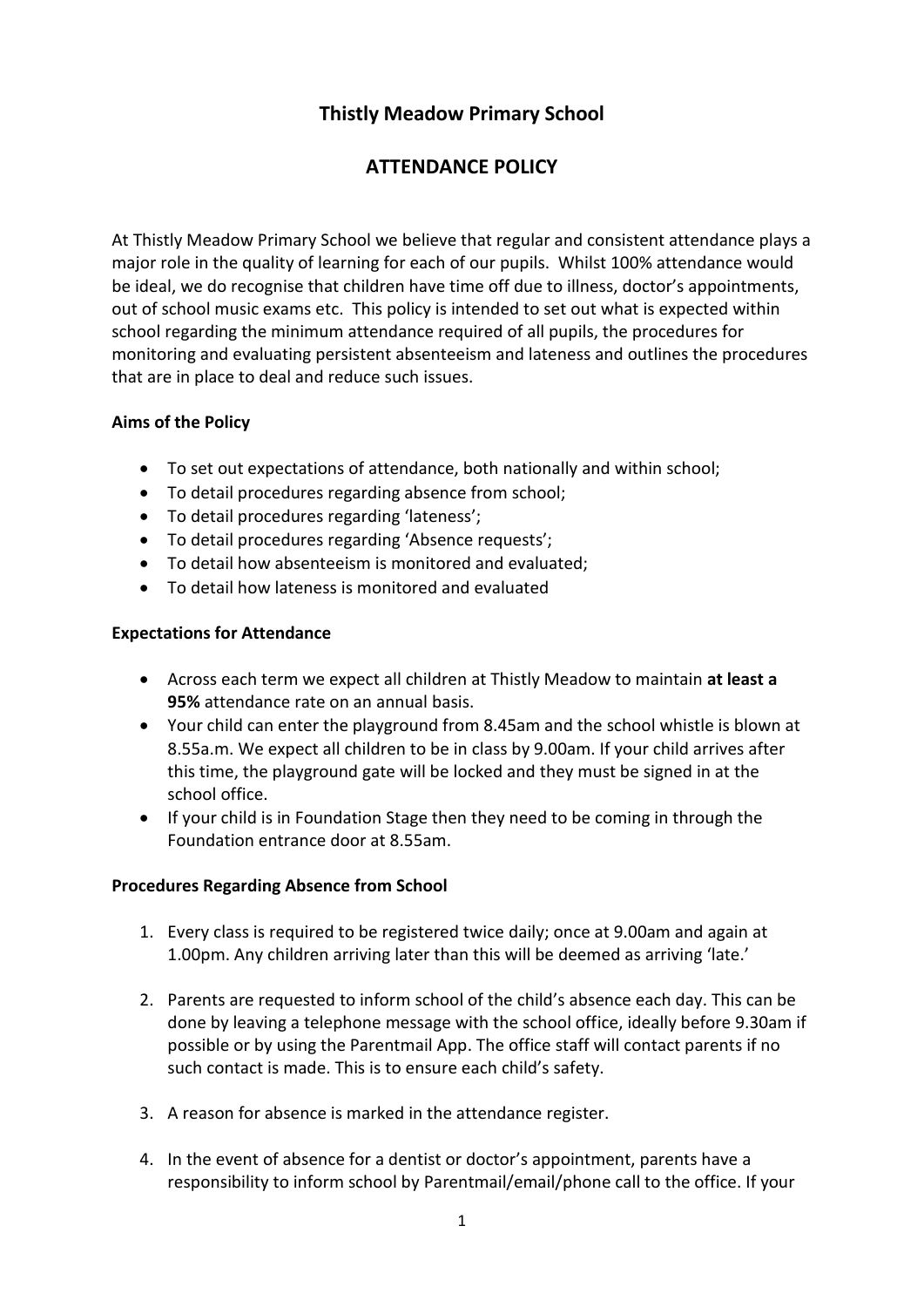# Thistly Meadow Primary School

## ATTENDANCE POLICY

At Thistly Meadow Primary School we believe that regular and consistent attendance plays a major role in the quality of learning for each of our pupils. Whilst 100% attendance would be ideal, we do recognise that children have time off due to illness, doctor's appointments, out of school music exams etc. This policy is intended to set out what is expected within school regarding the minimum attendance required of all pupils, the procedures for monitoring and evaluating persistent absenteeism and lateness and outlines the procedures that are in place to deal and reduce such issues.

### Aims of the Policy

- To set out expectations of attendance, both nationally and within school;
- To detail procedures regarding absence from school;
- To detail procedures regarding 'lateness';
- To detail procedures regarding 'Absence requests';
- To detail how absenteeism is monitored and evaluated;
- To detail how lateness is monitored and evaluated

### Expectations for Attendance

- Across each term we expect all children at Thistly Meadow to maintain **at least a 95%** attendance rate on an annual basis.
- Your child can enter the playground from 8.45am and the school whistle is blown at 8.55a.m. We expect all children to be in class by 9.00am. If your child arrives after this time, the playground gate will be locked and they must be signed in at the school office.
- If your child is in Foundation Stage then they need to be coming in through the Foundation entrance door at 8.55am.

### Procedures Regarding Absence from School

1. Every class is required to be registered twice daily; once at 9.00am and again at 1.00pm. Any children arriving later than this will be deemed as arriving 'late.'

2. Parents are requested to inform school of the child's absence each day. This can be done by leaving a telephone message with the school office, ideally before 9.30am if possible or by using the Parentmail App. The office staff will contact parents if no such contact is made. This is to ensure each child's safety.

3. A reason for absence is marked in the attendance register.

4. In the event of absence for a dentist or doctor's appointment, parents have a responsibility to inform school by Parentmail/email/phone call to the office. If your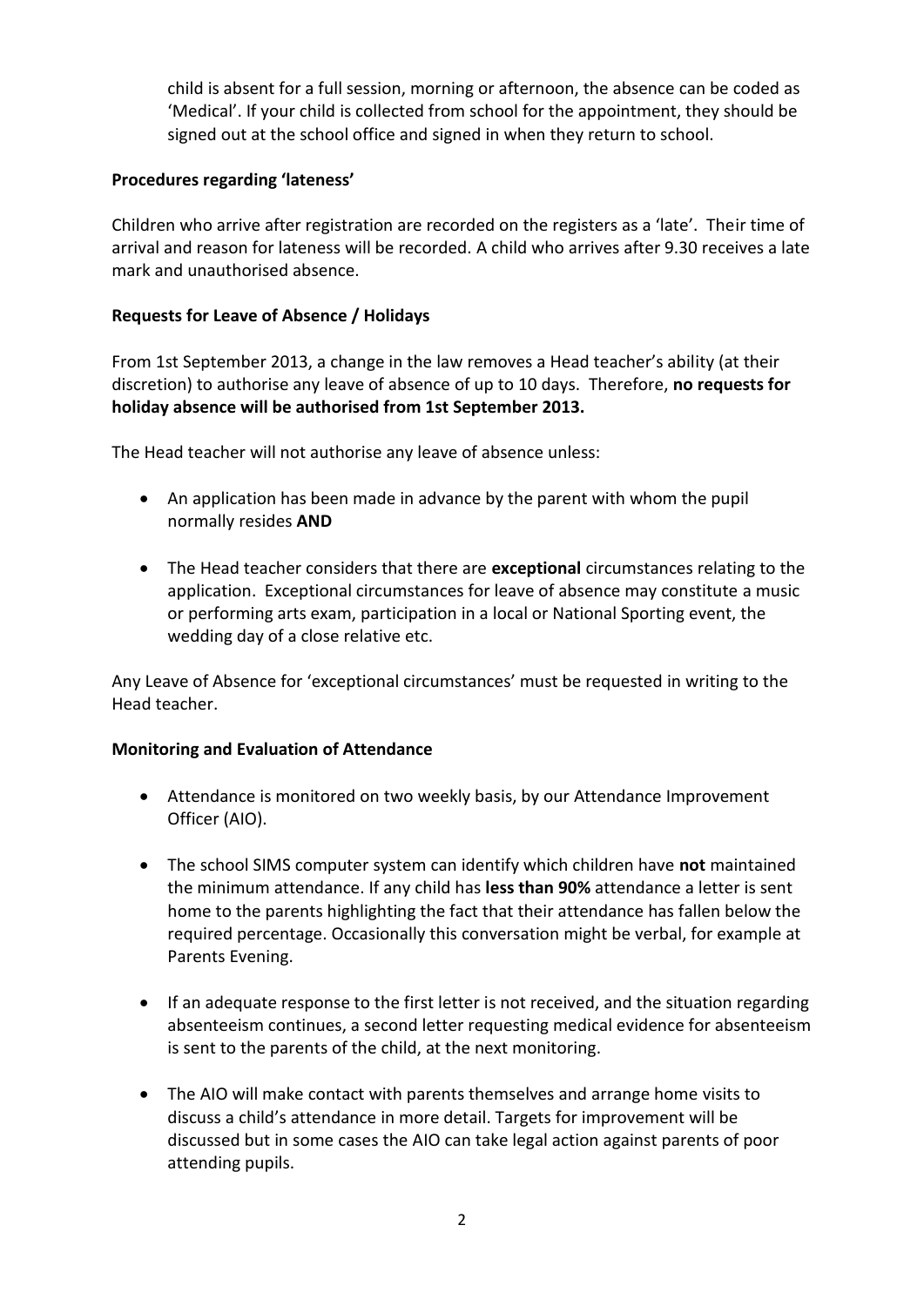child is absent for a full session, morning or afternoon, the absence can be coded as 'Medical'. If your child is collected from school for the appointment, they should be signed out at the school office and signed in when they return to school.

**Procedures regarding 'lateness'**

Children who arrive after registration are recorded on the registers as a 'late'. Their time of arrival and reason for lateness will be recorded. A child who arrives after 9.30 receives a late mark and unauthorised absence.

**Requests for Leave of Absence / Holidays**

From 1st September 2013, a change in the law removes a Head teacher's ability (at their discretion) to authorise any leave of absence of up to 10 days. Therefore, **no requests for holiday absence will be authorised from 1st September 2013.**

The Head teacher will not authorise any leave of absence unless:

- An application has been made in advance by the parent with whom the pupil normally resides **AND**
- The Head teacher considers that there are **exceptional** circumstances relating to the application. Exceptional circumstances for leave of absence may constitute a music or performing arts exam, participation in a local or National Sporting event, the wedding day of a close relative etc.

Any Leave of Absence for 'exceptional circumstances' must be requested in writing to the Head teacher.

**Monitoring and Evaluation of Attendance**

- Attendance is monitored on two weekly basis, by our Attendance Improvement Officer (AIO).
- The school SIMS computer system can identify which children have **not** maintained the minimum attendance. If any child has **less than 90%** attendance a letter is sent home to the parents highlighting the fact that their attendance has fallen below the required percentage. Occasionally this conversation might be verbal, for example at Parents Evening.
- If an adequate response to the first letter is not received, and the situation regarding absenteeism continues, a second letter requesting medical evidence for absenteeism is sent to the parents of the child, at the next monitoring.
- The AIO will make contact with parents themselves and arrange home visits to discuss a child's attendance in more detail. Targets for improvement will be discussed but in some cases the AIO can take legal action against parents of poor attending pupils.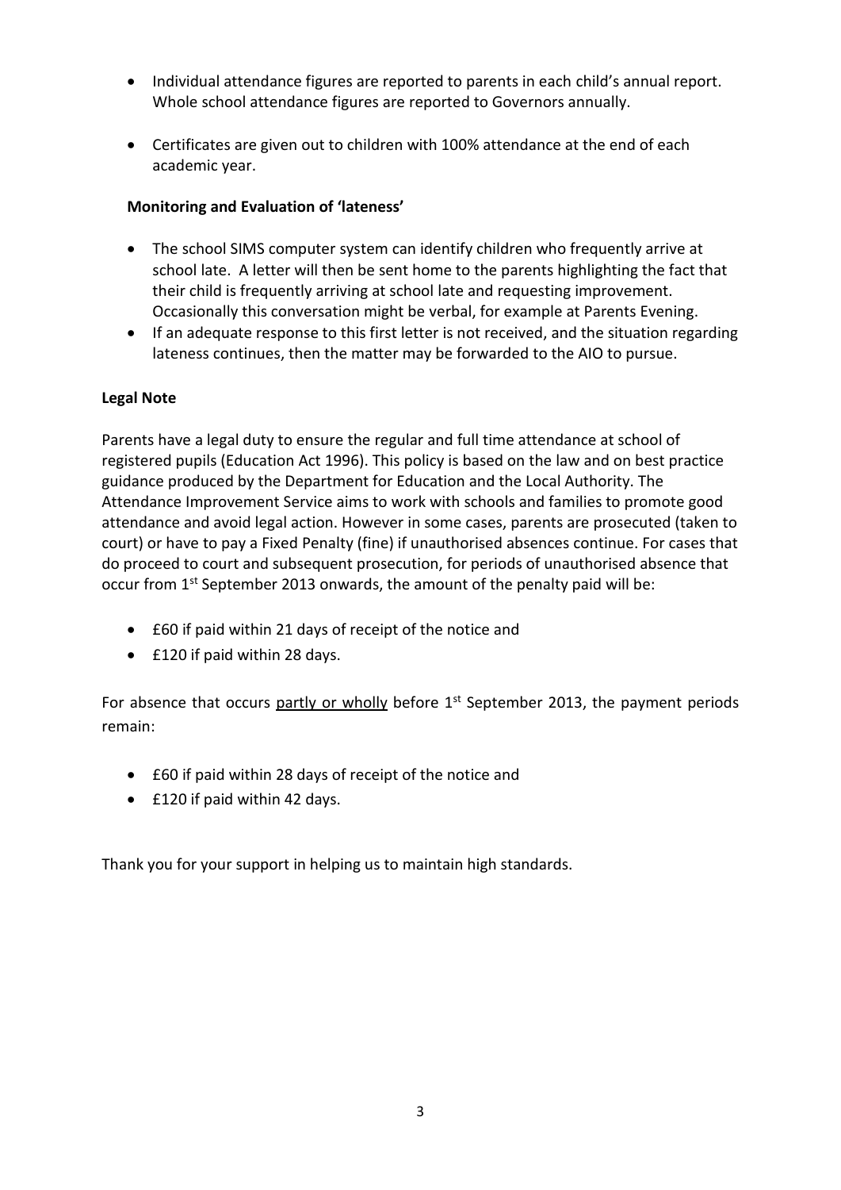- Individual attendance figures are reported to parents in each child's annual report. Whole school attendance figures are reported to Governors annually.

- Certificates are given out to children with 100% attendance at the end of each academic year.

**Monitoring and Evaluation of 'lateness'**

- The school SIMS computer system can identify children who frequently arrive at school late. A letter will then be sent home to the parents highlighting the fact that their child is frequently arriving at school late and requesting improvement. Occasionally this conversation might be verbal, for example at Parents Evening.
- If an adequate response to this first letter is not received, and the situation regarding lateness continues, then the matter may be forwarded to the AIO to pursue.

**Legal Note**

Parents have a legal duty to ensure the regular and full time attendance at school of registered pupils (Education Act 1996). This policy is based on the law and on best practice guidance produced by the Department for Education and the Local Authority. The Attendance Improvement Service aims to work with schools and families to promote good attendance and avoid legal action. However in some cases, parents are prosecuted (taken to court) or have to pay a Fixed Penalty (fine) if unauthorised absences continue. For cases that do proceed to court and subsequent prosecution, for periods of unauthorised absence that occur from 1st September 2013 onwards, the amount of the penalty paid will be:

- £60 if paid within 21 days of receipt of the notice and
- £120 if paid within 28 days.

For absence that occurs partly or wholly before 1st September 2013, the payment periods remain:

- £60 if paid within 28 days of receipt of the notice and
- £120 if paid within 42 days.

Thank you for your support in helping us to maintain high standards.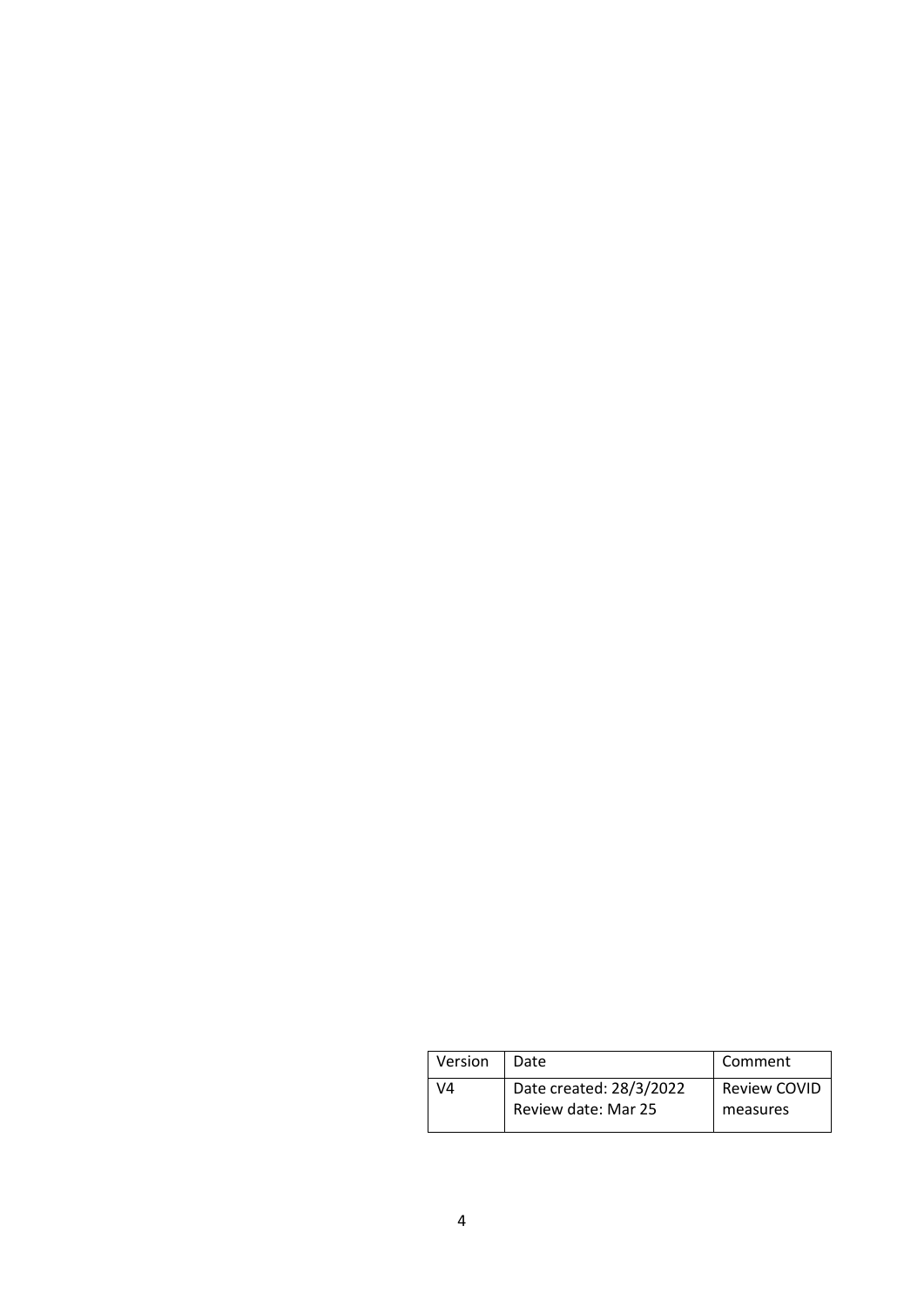| Version | Date | Comment |
| --- | --- | --- |
| V4 | Date created: 28/3/2022<br>Review date: Mar 25 | Review COVID measures |